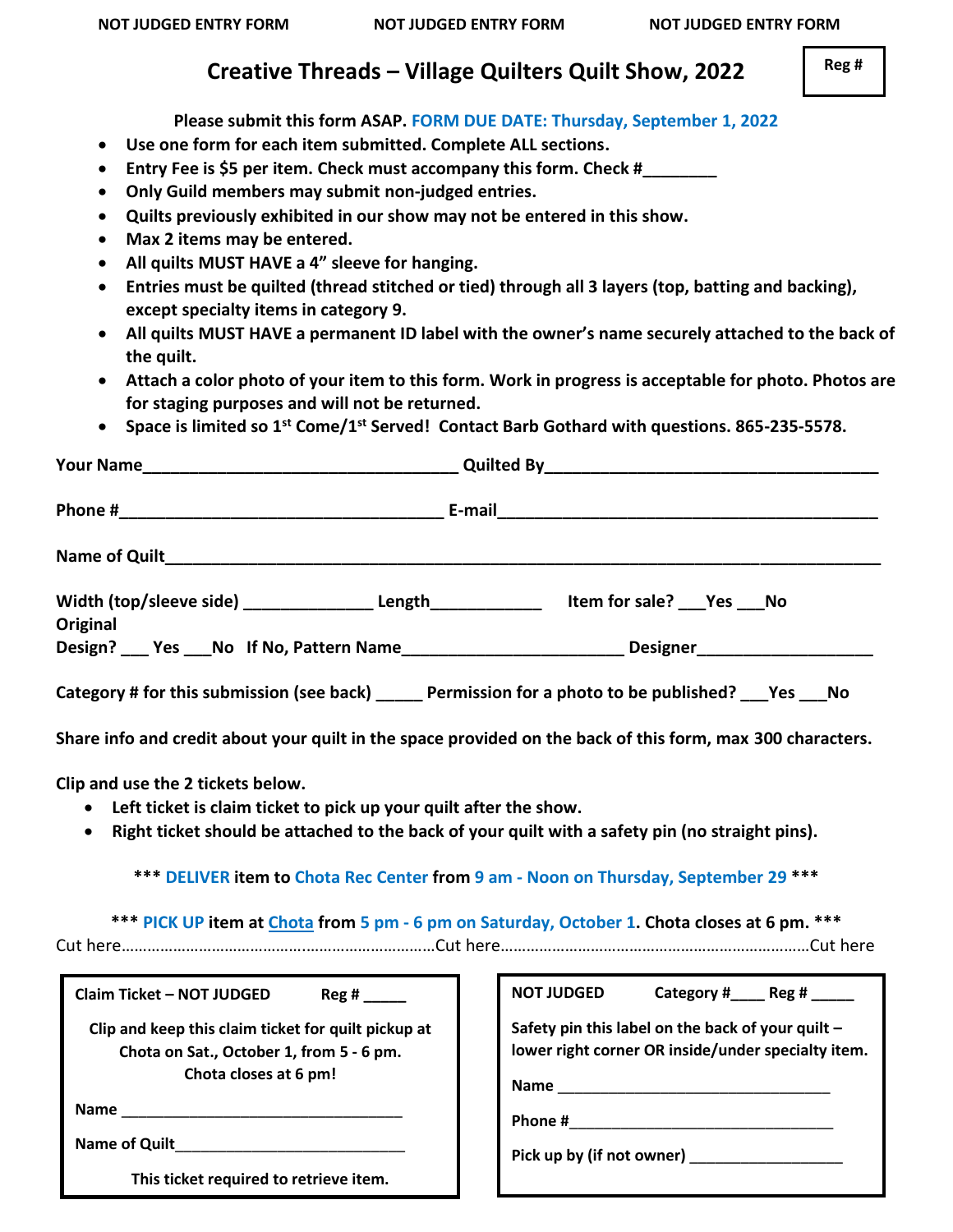**NOT JUDGED ENTRY FORM** **NOT JUDGED ENTRY FORM** **NOT JUDGED ENTRY FORM**

# Creative Threads – Village Quilters Quilt Show, 2022

**Reg #**

**Please submit this form ASAP. FORM DUE DATE: Thursday, September 1, 2022**

- **Use one form for each item submitted. Complete ALL sections.**
- **Entry Fee is $5 per item. Check must accompany this form. Check #________**
- **Only Guild members may submit non-judged entries.**
- **Quilts previously exhibited in our show may not be entered in this show.**
- **Max 2 items may be entered.**
- **All quilts MUST HAVE a 4" sleeve for hanging.**
- **Entries must be quilted (thread stitched or tied) through all 3 layers (top, batting and backing), except specialty items in category 9.**
- **All quilts MUST HAVE a permanent ID label with the owner's name securely attached to the back of the quilt.**
- **Attach a color photo of your item to this form. Work in progress is acceptable for photo. Photos are for staging purposes and will not be returned.**
- **Space is limited so 1st Come/1st Served! Contact Barb Gothard with questions. 865-235-5578.**

**Your Name**___________________________________ **Quilted By**_____________________________________

**Phone #**____________________________________ **E-mail**__________________________________________

**Name of Quilt**_______________________________________________________________________________

**Width (top/sleeve side)** ______________ **Length**____________ **Item for sale?** ___**Yes** ___**No**

**Original Design?** ___ **Yes** ___**No** **If No, Pattern Name**________________________ **Designer**___________________

**Category # for this submission (see back)** _____ **Permission for a photo to be published?** ___**Yes** ___**No**

**Share info and credit about your quilt in the space provided on the back of this form, max 300 characters.**

**Clip and use the 2 tickets below.**

- **Left ticket is claim ticket to pick up your quilt after the show.**
- **Right ticket should be attached to the back of your quilt with a safety pin (no straight pins).**

**\*\*\* DELIVER item to Chota Rec Center from 9 am - Noon on Thursday, September 29 \*\*\***

**\*\*\* PICK UP item at Chota from 5 pm - 6 pm on Saturday, October 1. Chota closes at 6 pm. \*\*\***

Cut here…………………………………………………………………Cut here……………………………………………………………Cut here

---

**Claim Ticket – NOT JUDGED** **Reg #** _____

**Clip and keep this claim ticket for quilt pickup at Chota on Sat., October 1, from 5 - 6 pm. Chota closes at 6 pm!**

**Name** __________________________________

**Name of Quilt**___________________________

**This ticket required to retrieve item.**

---

**NOT JUDGED** **Category #**____ **Reg #** _____

**Safety pin this label on the back of your quilt – lower right corner OR inside/under specialty item.**

**Name** ________________________________

**Phone #**________________________________

**Pick up by (if not owner)** __________________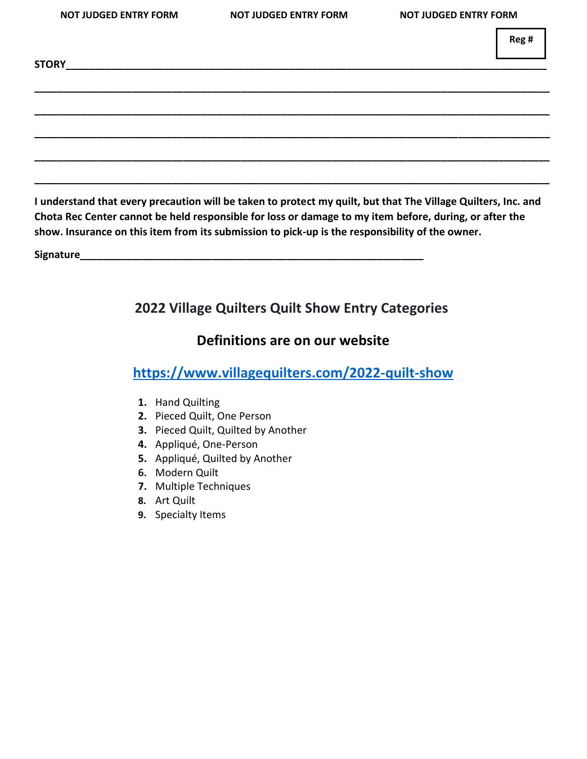**NOT JUDGED ENTRY FORM** **NOT JUDGED ENTRY FORM** **NOT JUDGED ENTRY FORM**

**Reg #**

**STORY**\_\_\_\_\_\_\_\_\_\_\_\_\_\_\_\_\_\_\_\_\_\_\_\_\_\_\_\_\_\_\_\_\_\_\_\_\_\_\_\_\_\_\_\_\_\_\_\_\_\_\_\_\_\_\_\_\_\_\_\_\_\_\_\_\_\_\_\_\_\_\_\_\_\_\_\_\_\_

\_\_\_\_\_\_\_\_\_\_\_\_\_\_\_\_\_\_\_\_\_\_\_\_\_\_\_\_\_\_\_\_\_\_\_\_\_\_\_\_\_\_\_\_\_\_\_\_\_\_\_\_\_\_\_\_\_\_\_\_\_\_\_\_\_\_\_\_\_\_\_\_\_\_\_\_\_\_\_\_\_\_\_\_

\_\_\_\_\_\_\_\_\_\_\_\_\_\_\_\_\_\_\_\_\_\_\_\_\_\_\_\_\_\_\_\_\_\_\_\_\_\_\_\_\_\_\_\_\_\_\_\_\_\_\_\_\_\_\_\_\_\_\_\_\_\_\_\_\_\_\_\_\_\_\_\_\_\_\_\_\_\_\_\_\_\_\_\_

\_\_\_\_\_\_\_\_\_\_\_\_\_\_\_\_\_\_\_\_\_\_\_\_\_\_\_\_\_\_\_\_\_\_\_\_\_\_\_\_\_\_\_\_\_\_\_\_\_\_\_\_\_\_\_\_\_\_\_\_\_\_\_\_\_\_\_\_\_\_\_\_\_\_\_\_\_\_\_\_\_\_\_\_

\_\_\_\_\_\_\_\_\_\_\_\_\_\_\_\_\_\_\_\_\_\_\_\_\_\_\_\_\_\_\_\_\_\_\_\_\_\_\_\_\_\_\_\_\_\_\_\_\_\_\_\_\_\_\_\_\_\_\_\_\_\_\_\_\_\_\_\_\_\_\_\_\_\_\_\_\_\_\_\_\_\_\_\_

\_\_\_\_\_\_\_\_\_\_\_\_\_\_\_\_\_\_\_\_\_\_\_\_\_\_\_\_\_\_\_\_\_\_\_\_\_\_\_\_\_\_\_\_\_\_\_\_\_\_\_\_\_\_\_\_\_\_\_\_\_\_\_\_\_\_\_\_\_\_\_\_\_\_\_\_\_\_\_\_\_\_\_\_

**I understand that every precaution will be taken to protect my quilt, but that The Village Quilters, Inc. and Chota Rec Center cannot be held responsible for loss or damage to my item before, during, or after the show. Insurance on this item from its submission to pick-up is the responsibility of the owner.**

**Signature**\_\_\_\_\_\_\_\_\_\_\_\_\_\_\_\_\_\_\_\_\_\_\_\_\_\_\_\_\_\_\_\_\_\_\_\_\_\_\_\_\_\_\_\_\_\_\_\_\_\_\_\_\_\_\_\_\_\_\_\_

## 2022 Village Quilters Quilt Show Entry Categories

## Definitions are on our website

## https://www.villagequilters.com/2022-quilt-show

1. Hand Quilting
2. Pieced Quilt, One Person
3. Pieced Quilt, Quilted by Another
4. Appliqué, One-Person
5. Appliqué, Quilted by Another
6. Modern Quilt
7. Multiple Techniques
8. Art Quilt
9. Specialty Items